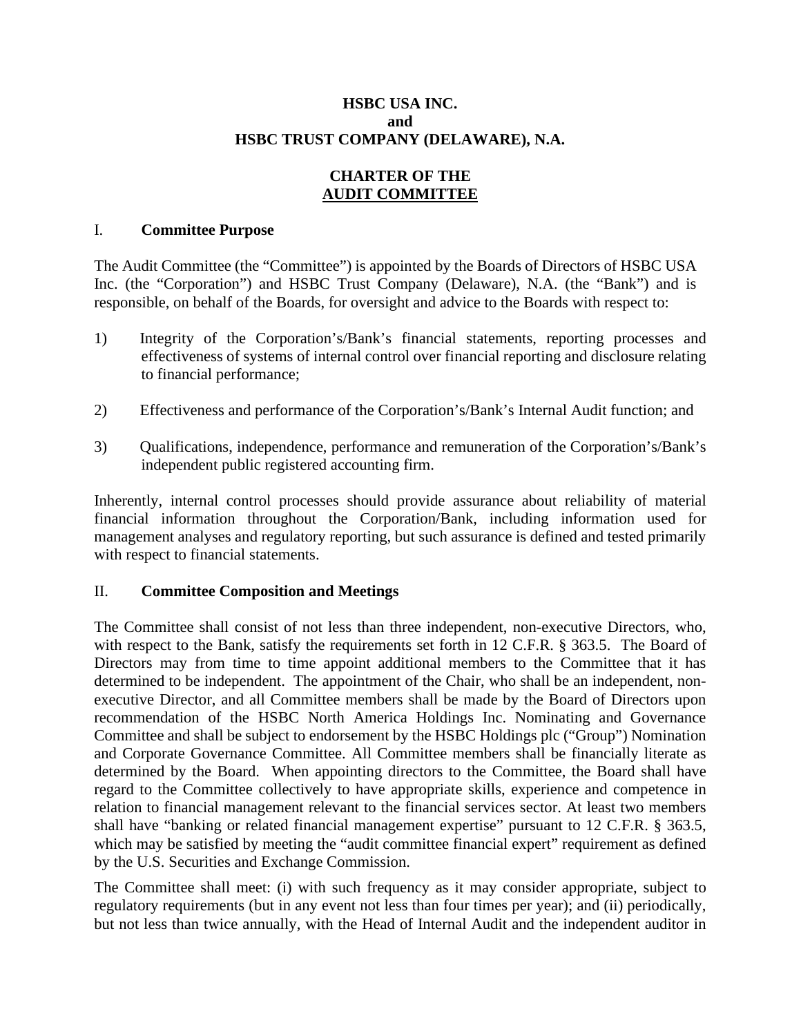**HSBC USA INC.**
**and**
**HSBC TRUST COMPANY (DELAWARE), N.A.**

**CHARTER OF THE**
**AUDIT COMMITTEE**

## I. Committee Purpose

The Audit Committee (the "Committee") is appointed by the Boards of Directors of HSBC USA Inc. (the "Corporation") and HSBC Trust Company (Delaware), N.A. (the "Bank") and is responsible, on behalf of the Boards, for oversight and advice to the Boards with respect to:

1) Integrity of the Corporation's/Bank's financial statements, reporting processes and effectiveness of systems of internal control over financial reporting and disclosure relating to financial performance;

2) Effectiveness and performance of the Corporation's/Bank's Internal Audit function; and

3) Qualifications, independence, performance and remuneration of the Corporation's/Bank's independent public registered accounting firm.

Inherently, internal control processes should provide assurance about reliability of material financial information throughout the Corporation/Bank, including information used for management analyses and regulatory reporting, but such assurance is defined and tested primarily with respect to financial statements.

## II. Committee Composition and Meetings

The Committee shall consist of not less than three independent, non-executive Directors, who, with respect to the Bank, satisfy the requirements set forth in 12 C.F.R. § 363.5. The Board of Directors may from time to time appoint additional members to the Committee that it has determined to be independent. The appointment of the Chair, who shall be an independent, non-executive Director, and all Committee members shall be made by the Board of Directors upon recommendation of the HSBC North America Holdings Inc. Nominating and Governance Committee and shall be subject to endorsement by the HSBC Holdings plc ("Group") Nomination and Corporate Governance Committee. All Committee members shall be financially literate as determined by the Board. When appointing directors to the Committee, the Board shall have regard to the Committee collectively to have appropriate skills, experience and competence in relation to financial management relevant to the financial services sector. At least two members shall have "banking or related financial management expertise" pursuant to 12 C.F.R. § 363.5, which may be satisfied by meeting the "audit committee financial expert" requirement as defined by the U.S. Securities and Exchange Commission.

The Committee shall meet: (i) with such frequency as it may consider appropriate, subject to regulatory requirements (but in any event not less than four times per year); and (ii) periodically, but not less than twice annually, with the Head of Internal Audit and the independent auditor in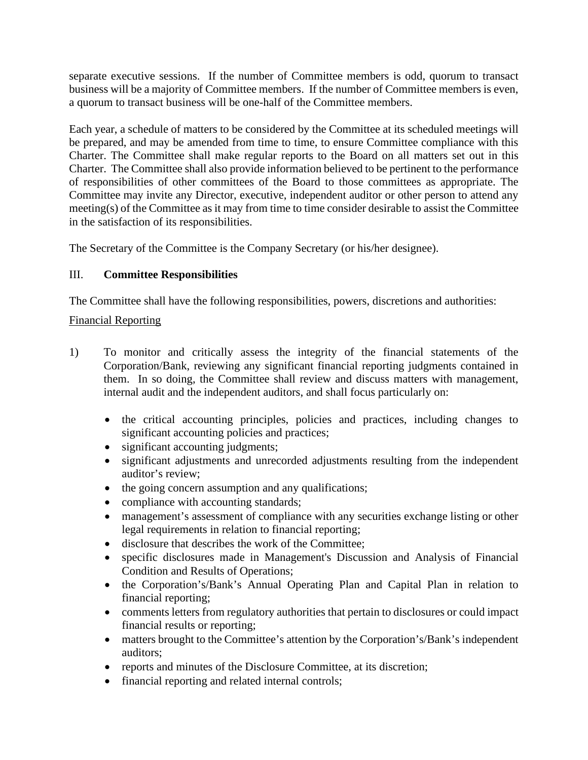separate executive sessions. If the number of Committee members is odd, quorum to transact business will be a majority of Committee members. If the number of Committee members is even, a quorum to transact business will be one-half of the Committee members.

Each year, a schedule of matters to be considered by the Committee at its scheduled meetings will be prepared, and may be amended from time to time, to ensure Committee compliance with this Charter. The Committee shall make regular reports to the Board on all matters set out in this Charter. The Committee shall also provide information believed to be pertinent to the performance of responsibilities of other committees of the Board to those committees as appropriate. The Committee may invite any Director, executive, independent auditor or other person to attend any meeting(s) of the Committee as it may from time to time consider desirable to assist the Committee in the satisfaction of its responsibilities.

The Secretary of the Committee is the Company Secretary (or his/her designee).

## III. **Committee Responsibilities**

The Committee shall have the following responsibilities, powers, discretions and authorities:

<u>Financial Reporting</u>

1) To monitor and critically assess the integrity of the financial statements of the Corporation/Bank, reviewing any significant financial reporting judgments contained in them. In so doing, the Committee shall review and discuss matters with management, internal audit and the independent auditors, and shall focus particularly on:

   - the critical accounting principles, policies and practices, including changes to significant accounting policies and practices;
   - significant accounting judgments;
   - significant adjustments and unrecorded adjustments resulting from the independent auditor's review;
   - the going concern assumption and any qualifications;
   - compliance with accounting standards;
   - management's assessment of compliance with any securities exchange listing or other legal requirements in relation to financial reporting;
   - disclosure that describes the work of the Committee;
   - specific disclosures made in Management's Discussion and Analysis of Financial Condition and Results of Operations;
   - the Corporation's/Bank's Annual Operating Plan and Capital Plan in relation to financial reporting;
   - comments letters from regulatory authorities that pertain to disclosures or could impact financial results or reporting;
   - matters brought to the Committee's attention by the Corporation's/Bank's independent auditors;
   - reports and minutes of the Disclosure Committee, at its discretion;
   - financial reporting and related internal controls;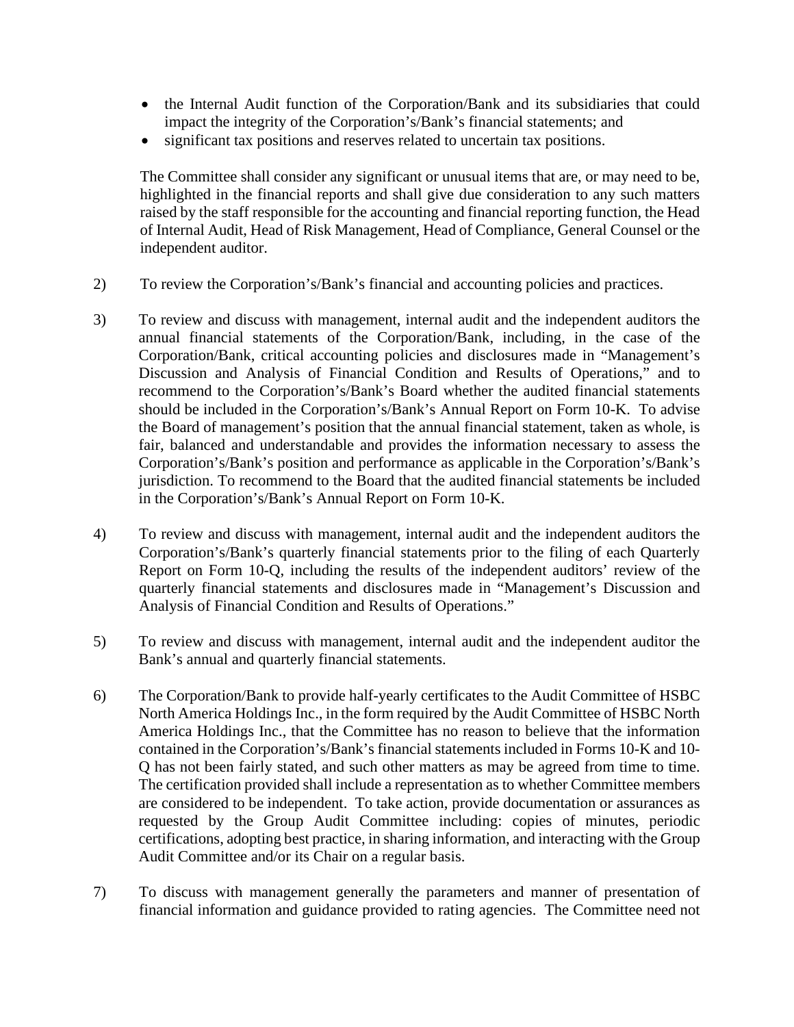- the Internal Audit function of the Corporation/Bank and its subsidiaries that could impact the integrity of the Corporation's/Bank's financial statements; and
- significant tax positions and reserves related to uncertain tax positions.

The Committee shall consider any significant or unusual items that are, or may need to be, highlighted in the financial reports and shall give due consideration to any such matters raised by the staff responsible for the accounting and financial reporting function, the Head of Internal Audit, Head of Risk Management, Head of Compliance, General Counsel or the independent auditor.

2) To review the Corporation's/Bank's financial and accounting policies and practices.

3) To review and discuss with management, internal audit and the independent auditors the annual financial statements of the Corporation/Bank, including, in the case of the Corporation/Bank, critical accounting policies and disclosures made in "Management's Discussion and Analysis of Financial Condition and Results of Operations," and to recommend to the Corporation's/Bank's Board whether the audited financial statements should be included in the Corporation's/Bank's Annual Report on Form 10-K. To advise the Board of management's position that the annual financial statement, taken as whole, is fair, balanced and understandable and provides the information necessary to assess the Corporation's/Bank's position and performance as applicable in the Corporation's/Bank's jurisdiction. To recommend to the Board that the audited financial statements be included in the Corporation's/Bank's Annual Report on Form 10-K.

4) To review and discuss with management, internal audit and the independent auditors the Corporation's/Bank's quarterly financial statements prior to the filing of each Quarterly Report on Form 10-Q, including the results of the independent auditors' review of the quarterly financial statements and disclosures made in "Management's Discussion and Analysis of Financial Condition and Results of Operations."

5) To review and discuss with management, internal audit and the independent auditor the Bank's annual and quarterly financial statements.

6) The Corporation/Bank to provide half-yearly certificates to the Audit Committee of HSBC North America Holdings Inc., in the form required by the Audit Committee of HSBC North America Holdings Inc., that the Committee has no reason to believe that the information contained in the Corporation's/Bank's financial statements included in Forms 10-K and 10-Q has not been fairly stated, and such other matters as may be agreed from time to time. The certification provided shall include a representation as to whether Committee members are considered to be independent. To take action, provide documentation or assurances as requested by the Group Audit Committee including: copies of minutes, periodic certifications, adopting best practice, in sharing information, and interacting with the Group Audit Committee and/or its Chair on a regular basis.

7) To discuss with management generally the parameters and manner of presentation of financial information and guidance provided to rating agencies. The Committee need not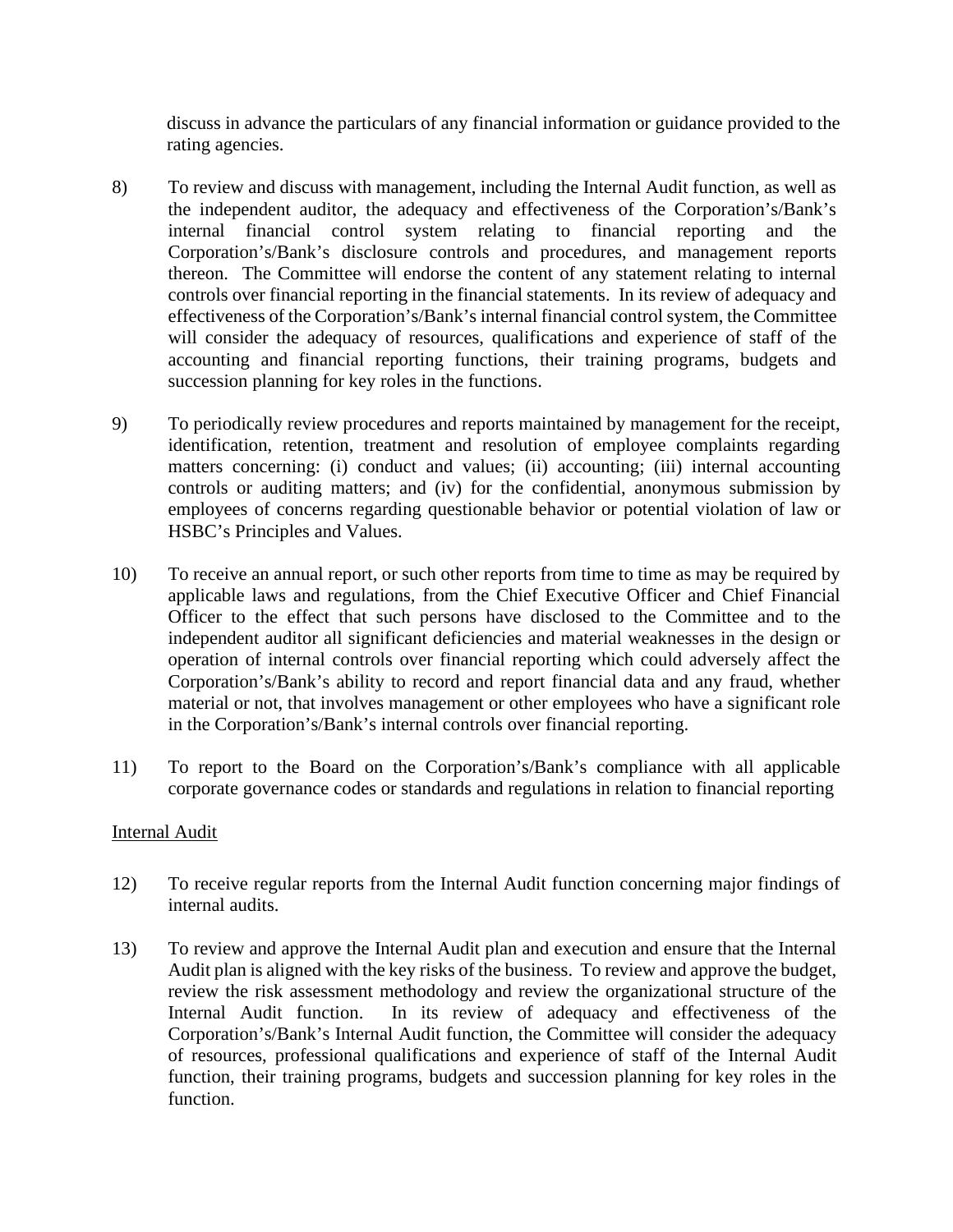discuss in advance the particulars of any financial information or guidance provided to the rating agencies.

8) To review and discuss with management, including the Internal Audit function, as well as the independent auditor, the adequacy and effectiveness of the Corporation's/Bank's internal financial control system relating to financial reporting and the Corporation's/Bank's disclosure controls and procedures, and management reports thereon. The Committee will endorse the content of any statement relating to internal controls over financial reporting in the financial statements. In its review of adequacy and effectiveness of the Corporation's/Bank's internal financial control system, the Committee will consider the adequacy of resources, qualifications and experience of staff of the accounting and financial reporting functions, their training programs, budgets and succession planning for key roles in the functions.

9) To periodically review procedures and reports maintained by management for the receipt, identification, retention, treatment and resolution of employee complaints regarding matters concerning: (i) conduct and values; (ii) accounting; (iii) internal accounting controls or auditing matters; and (iv) for the confidential, anonymous submission by employees of concerns regarding questionable behavior or potential violation of law or HSBC's Principles and Values.

10) To receive an annual report, or such other reports from time to time as may be required by applicable laws and regulations, from the Chief Executive Officer and Chief Financial Officer to the effect that such persons have disclosed to the Committee and to the independent auditor all significant deficiencies and material weaknesses in the design or operation of internal controls over financial reporting which could adversely affect the Corporation's/Bank's ability to record and report financial data and any fraud, whether material or not, that involves management or other employees who have a significant role in the Corporation's/Bank's internal controls over financial reporting.

11) To report to the Board on the Corporation's/Bank's compliance with all applicable corporate governance codes or standards and regulations in relation to financial reporting

<u>Internal Audit</u>

12) To receive regular reports from the Internal Audit function concerning major findings of internal audits.

13) To review and approve the Internal Audit plan and execution and ensure that the Internal Audit plan is aligned with the key risks of the business. To review and approve the budget, review the risk assessment methodology and review the organizational structure of the Internal Audit function. In its review of adequacy and effectiveness of the Corporation's/Bank's Internal Audit function, the Committee will consider the adequacy of resources, professional qualifications and experience of staff of the Internal Audit function, their training programs, budgets and succession planning for key roles in the function.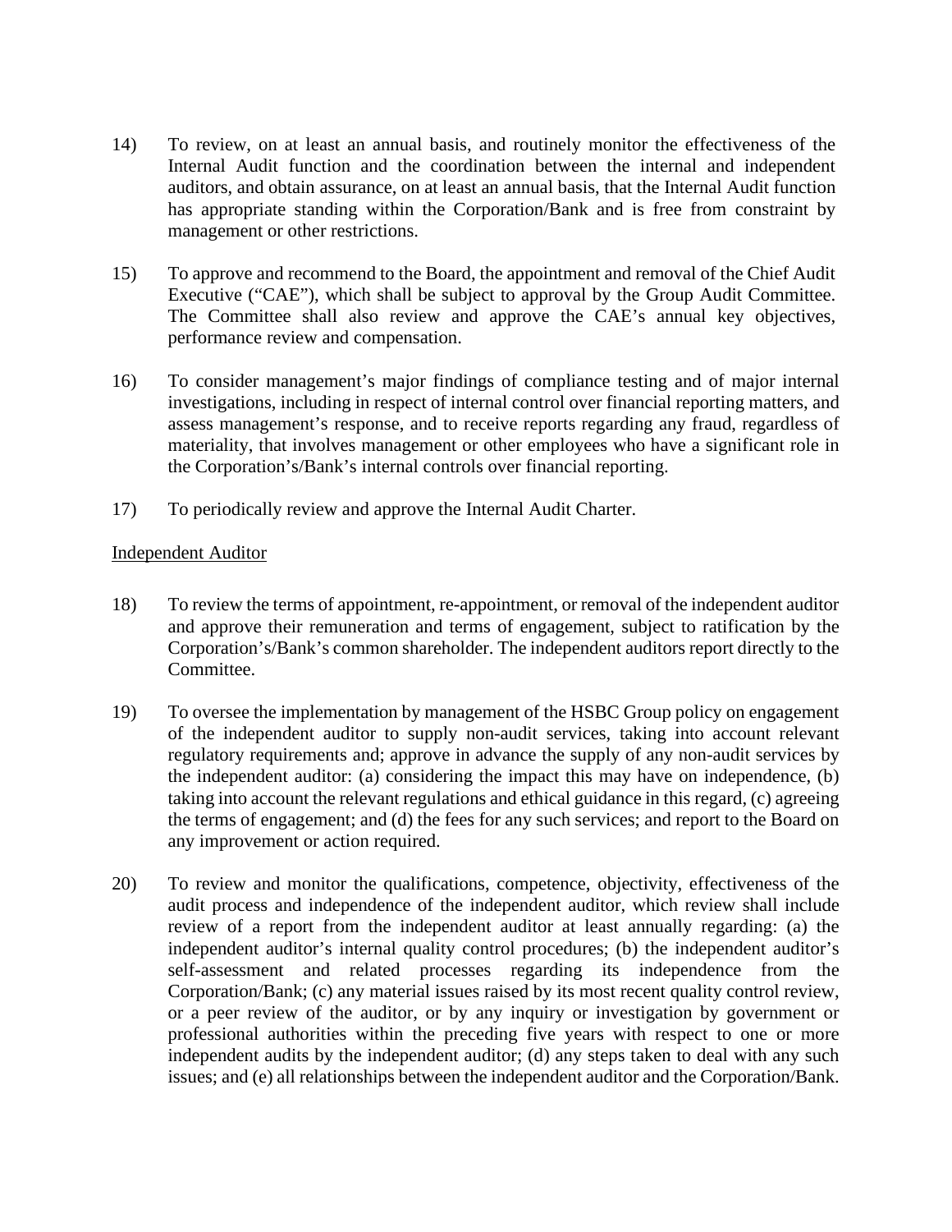14) To review, on at least an annual basis, and routinely monitor the effectiveness of the Internal Audit function and the coordination between the internal and independent auditors, and obtain assurance, on at least an annual basis, that the Internal Audit function has appropriate standing within the Corporation/Bank and is free from constraint by management or other restrictions.

15) To approve and recommend to the Board, the appointment and removal of the Chief Audit Executive ("CAE"), which shall be subject to approval by the Group Audit Committee. The Committee shall also review and approve the CAE's annual key objectives, performance review and compensation.

16) To consider management's major findings of compliance testing and of major internal investigations, including in respect of internal control over financial reporting matters, and assess management's response, and to receive reports regarding any fraud, regardless of materiality, that involves management or other employees who have a significant role in the Corporation's/Bank's internal controls over financial reporting.

17) To periodically review and approve the Internal Audit Charter.

<u>Independent Auditor</u>

18) To review the terms of appointment, re-appointment, or removal of the independent auditor and approve their remuneration and terms of engagement, subject to ratification by the Corporation's/Bank's common shareholder. The independent auditors report directly to the Committee.

19) To oversee the implementation by management of the HSBC Group policy on engagement of the independent auditor to supply non-audit services, taking into account relevant regulatory requirements and; approve in advance the supply of any non-audit services by the independent auditor: (a) considering the impact this may have on independence, (b) taking into account the relevant regulations and ethical guidance in this regard, (c) agreeing the terms of engagement; and (d) the fees for any such services; and report to the Board on any improvement or action required.

20) To review and monitor the qualifications, competence, objectivity, effectiveness of the audit process and independence of the independent auditor, which review shall include review of a report from the independent auditor at least annually regarding: (a) the independent auditor's internal quality control procedures; (b) the independent auditor's self-assessment and related processes regarding its independence from the Corporation/Bank; (c) any material issues raised by its most recent quality control review, or a peer review of the auditor, or by any inquiry or investigation by government or professional authorities within the preceding five years with respect to one or more independent audits by the independent auditor; (d) any steps taken to deal with any such issues; and (e) all relationships between the independent auditor and the Corporation/Bank.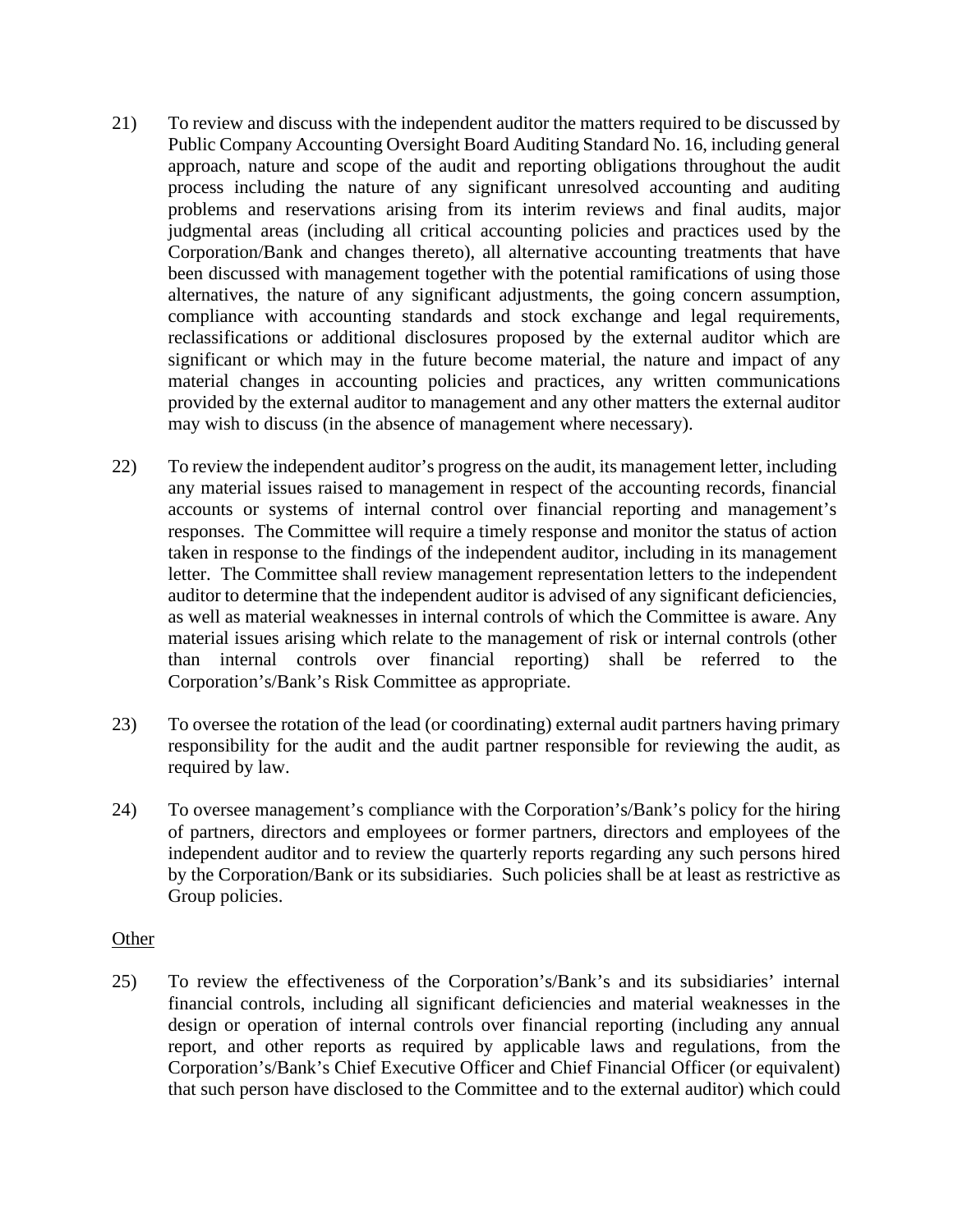21) To review and discuss with the independent auditor the matters required to be discussed by Public Company Accounting Oversight Board Auditing Standard No. 16, including general approach, nature and scope of the audit and reporting obligations throughout the audit process including the nature of any significant unresolved accounting and auditing problems and reservations arising from its interim reviews and final audits, major judgmental areas (including all critical accounting policies and practices used by the Corporation/Bank and changes thereto), all alternative accounting treatments that have been discussed with management together with the potential ramifications of using those alternatives, the nature of any significant adjustments, the going concern assumption, compliance with accounting standards and stock exchange and legal requirements, reclassifications or additional disclosures proposed by the external auditor which are significant or which may in the future become material, the nature and impact of any material changes in accounting policies and practices, any written communications provided by the external auditor to management and any other matters the external auditor may wish to discuss (in the absence of management where necessary).

22) To review the independent auditor's progress on the audit, its management letter, including any material issues raised to management in respect of the accounting records, financial accounts or systems of internal control over financial reporting and management's responses. The Committee will require a timely response and monitor the status of action taken in response to the findings of the independent auditor, including in its management letter. The Committee shall review management representation letters to the independent auditor to determine that the independent auditor is advised of any significant deficiencies, as well as material weaknesses in internal controls of which the Committee is aware. Any material issues arising which relate to the management of risk or internal controls (other than internal controls over financial reporting) shall be referred to the Corporation's/Bank's Risk Committee as appropriate.

23) To oversee the rotation of the lead (or coordinating) external audit partners having primary responsibility for the audit and the audit partner responsible for reviewing the audit, as required by law.

24) To oversee management's compliance with the Corporation's/Bank's policy for the hiring of partners, directors and employees or former partners, directors and employees of the independent auditor and to review the quarterly reports regarding any such persons hired by the Corporation/Bank or its subsidiaries. Such policies shall be at least as restrictive as Group policies.

Other

25) To review the effectiveness of the Corporation's/Bank's and its subsidiaries' internal financial controls, including all significant deficiencies and material weaknesses in the design or operation of internal controls over financial reporting (including any annual report, and other reports as required by applicable laws and regulations, from the Corporation's/Bank's Chief Executive Officer and Chief Financial Officer (or equivalent) that such person have disclosed to the Committee and to the external auditor) which could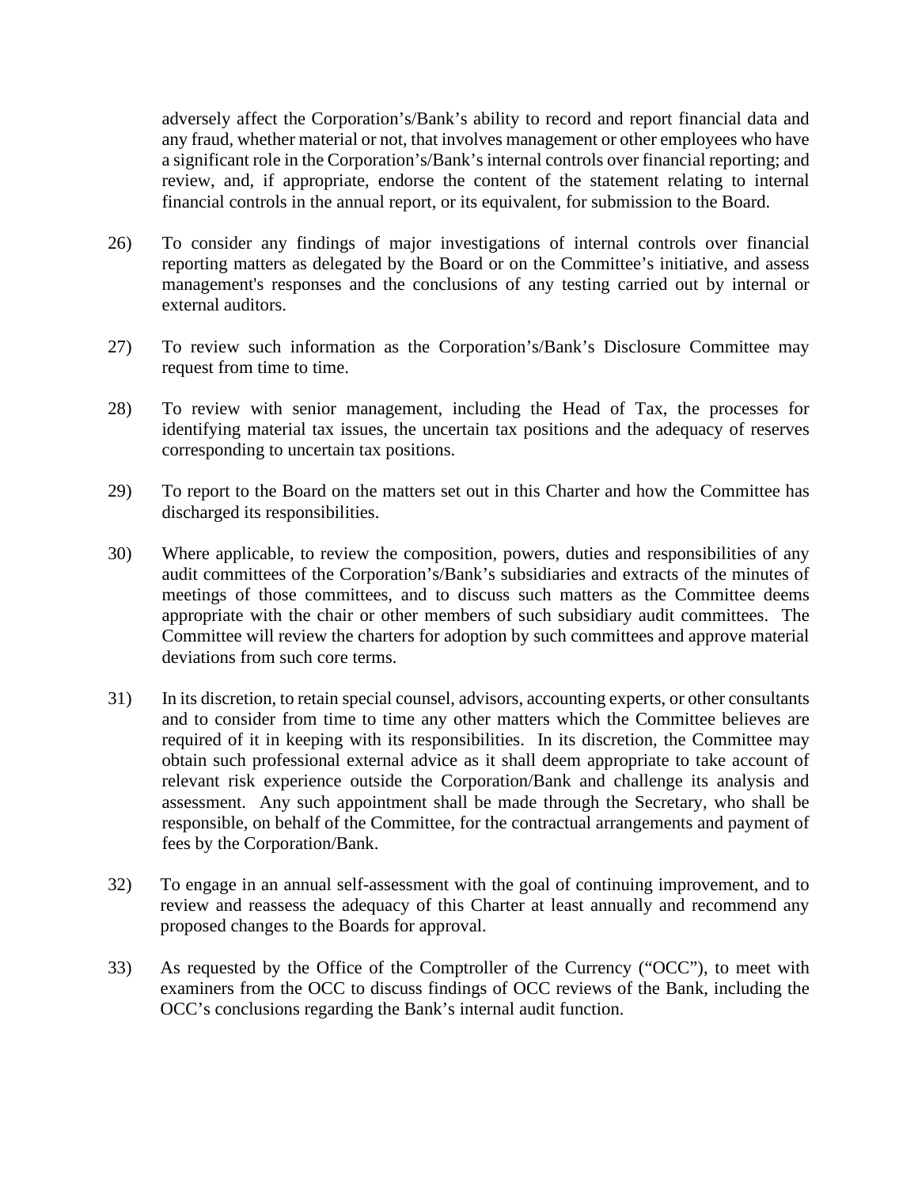adversely affect the Corporation’s/Bank’s ability to record and report financial data and any fraud, whether material or not, that involves management or other employees who have a significant role in the Corporation’s/Bank’s internal controls over financial reporting; and review, and, if appropriate, endorse the content of the statement relating to internal financial controls in the annual report, or its equivalent, for submission to the Board.

26) To consider any findings of major investigations of internal controls over financial reporting matters as delegated by the Board or on the Committee’s initiative, and assess management's responses and the conclusions of any testing carried out by internal or external auditors.

27) To review such information as the Corporation’s/Bank’s Disclosure Committee may request from time to time.

28) To review with senior management, including the Head of Tax, the processes for identifying material tax issues, the uncertain tax positions and the adequacy of reserves corresponding to uncertain tax positions.

29) To report to the Board on the matters set out in this Charter and how the Committee has discharged its responsibilities.

30) Where applicable, to review the composition, powers, duties and responsibilities of any audit committees of the Corporation’s/Bank’s subsidiaries and extracts of the minutes of meetings of those committees, and to discuss such matters as the Committee deems appropriate with the chair or other members of such subsidiary audit committees. The Committee will review the charters for adoption by such committees and approve material deviations from such core terms.

31) In its discretion, to retain special counsel, advisors, accounting experts, or other consultants and to consider from time to time any other matters which the Committee believes are required of it in keeping with its responsibilities. In its discretion, the Committee may obtain such professional external advice as it shall deem appropriate to take account of relevant risk experience outside the Corporation/Bank and challenge its analysis and assessment. Any such appointment shall be made through the Secretary, who shall be responsible, on behalf of the Committee, for the contractual arrangements and payment of fees by the Corporation/Bank.

32) To engage in an annual self-assessment with the goal of continuing improvement, and to review and reassess the adequacy of this Charter at least annually and recommend any proposed changes to the Boards for approval.

33) As requested by the Office of the Comptroller of the Currency (“OCC”), to meet with examiners from the OCC to discuss findings of OCC reviews of the Bank, including the OCC’s conclusions regarding the Bank’s internal audit function.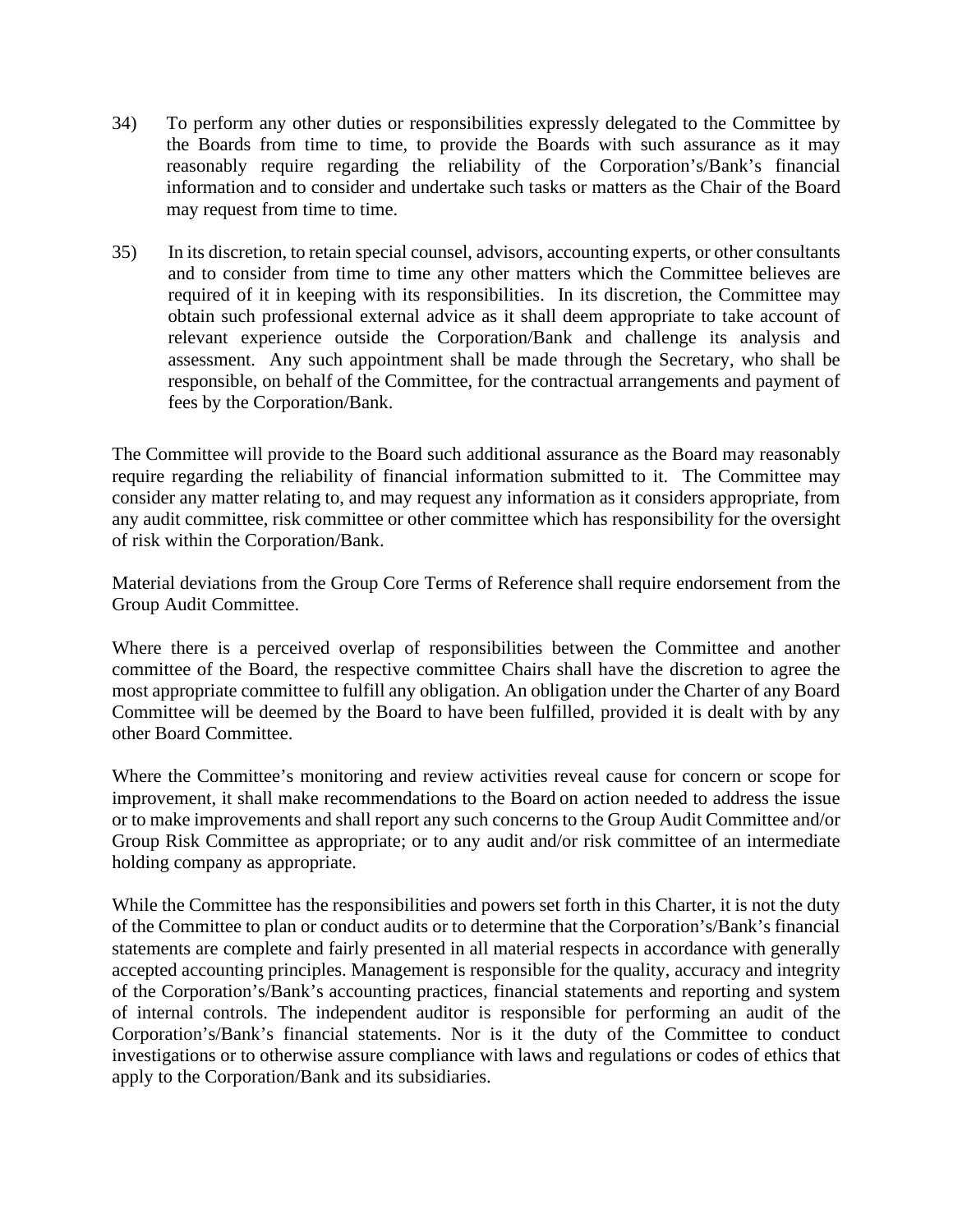34) To perform any other duties or responsibilities expressly delegated to the Committee by the Boards from time to time, to provide the Boards with such assurance as it may reasonably require regarding the reliability of the Corporation's/Bank's financial information and to consider and undertake such tasks or matters as the Chair of the Board may request from time to time.

35) In its discretion, to retain special counsel, advisors, accounting experts, or other consultants and to consider from time to time any other matters which the Committee believes are required of it in keeping with its responsibilities. In its discretion, the Committee may obtain such professional external advice as it shall deem appropriate to take account of relevant experience outside the Corporation/Bank and challenge its analysis and assessment. Any such appointment shall be made through the Secretary, who shall be responsible, on behalf of the Committee, for the contractual arrangements and payment of fees by the Corporation/Bank.

The Committee will provide to the Board such additional assurance as the Board may reasonably require regarding the reliability of financial information submitted to it. The Committee may consider any matter relating to, and may request any information as it considers appropriate, from any audit committee, risk committee or other committee which has responsibility for the oversight of risk within the Corporation/Bank.

Material deviations from the Group Core Terms of Reference shall require endorsement from the Group Audit Committee.

Where there is a perceived overlap of responsibilities between the Committee and another committee of the Board, the respective committee Chairs shall have the discretion to agree the most appropriate committee to fulfill any obligation. An obligation under the Charter of any Board Committee will be deemed by the Board to have been fulfilled, provided it is dealt with by any other Board Committee.

Where the Committee's monitoring and review activities reveal cause for concern or scope for improvement, it shall make recommendations to the Board on action needed to address the issue or to make improvements and shall report any such concerns to the Group Audit Committee and/or Group Risk Committee as appropriate; or to any audit and/or risk committee of an intermediate holding company as appropriate.

While the Committee has the responsibilities and powers set forth in this Charter, it is not the duty of the Committee to plan or conduct audits or to determine that the Corporation's/Bank's financial statements are complete and fairly presented in all material respects in accordance with generally accepted accounting principles. Management is responsible for the quality, accuracy and integrity of the Corporation's/Bank's accounting practices, financial statements and reporting and system of internal controls. The independent auditor is responsible for performing an audit of the Corporation's/Bank's financial statements. Nor is it the duty of the Committee to conduct investigations or to otherwise assure compliance with laws and regulations or codes of ethics that apply to the Corporation/Bank and its subsidiaries.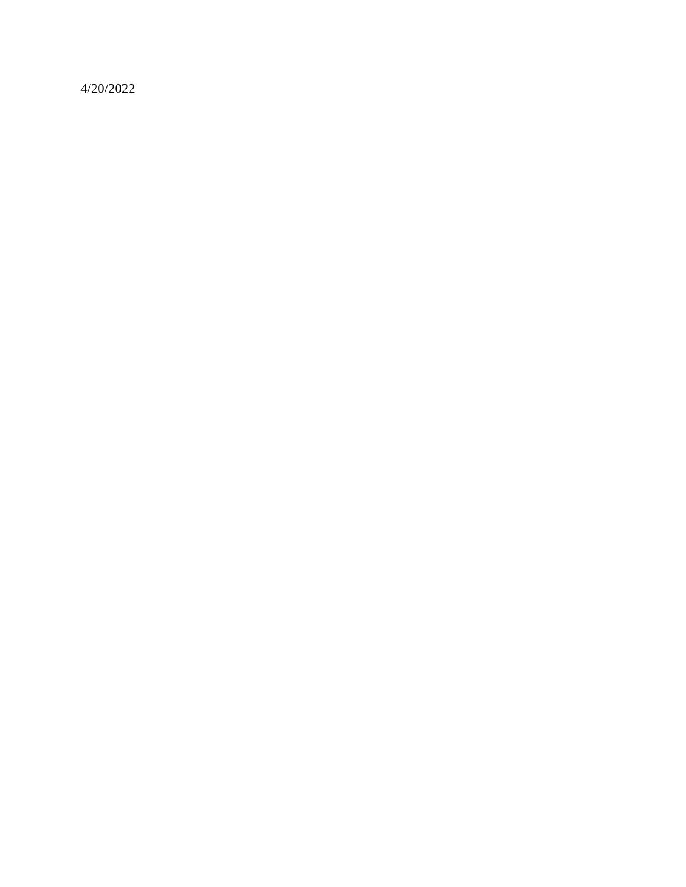4/20/2022